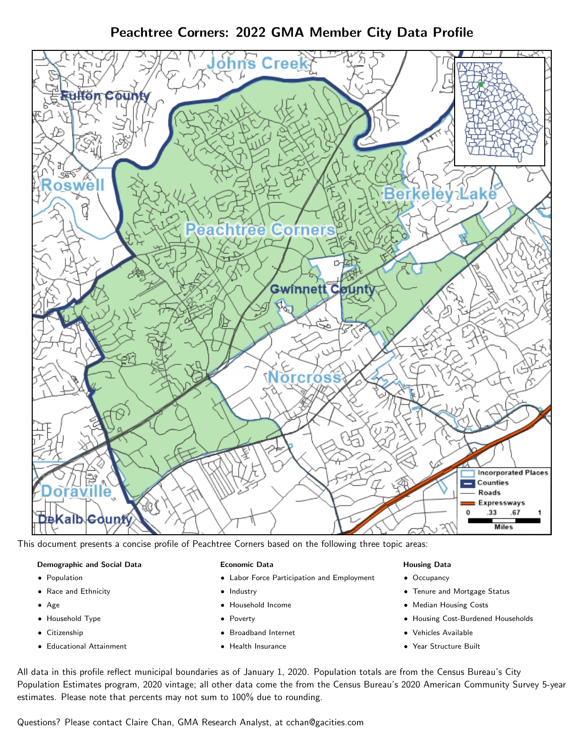# Peachtree Corners: 2022 GMA Member City Data Profile

This document presents a concise profile of Peachtree Corners based on the following three topic areas:

**Demographic and Social Data**

- Population
- Race and Ethnicity
- Age
- Household Type
- Citizenship
- Educational Attainment

**Economic Data**

- Labor Force Participation and Employment
- Industry
- Household Income
- Poverty
- Broadband Internet
- Health Insurance

**Housing Data**

- Occupancy
- Tenure and Mortgage Status
- Median Housing Costs
- Housing Cost-Burdened Households
- Vehicles Available
- Year Structure Built

All data in this profile reflect municipal boundaries as of January 1, 2020. Population totals are from the Census Bureau's City Population Estimates program, 2020 vintage; all other data come the from the Census Bureau's 2020 American Community Survey 5-year estimates. Please note that percents may not sum to 100% due to rounding.

Questions? Please contact Claire Chan, GMA Research Analyst, at cchan@gacities.com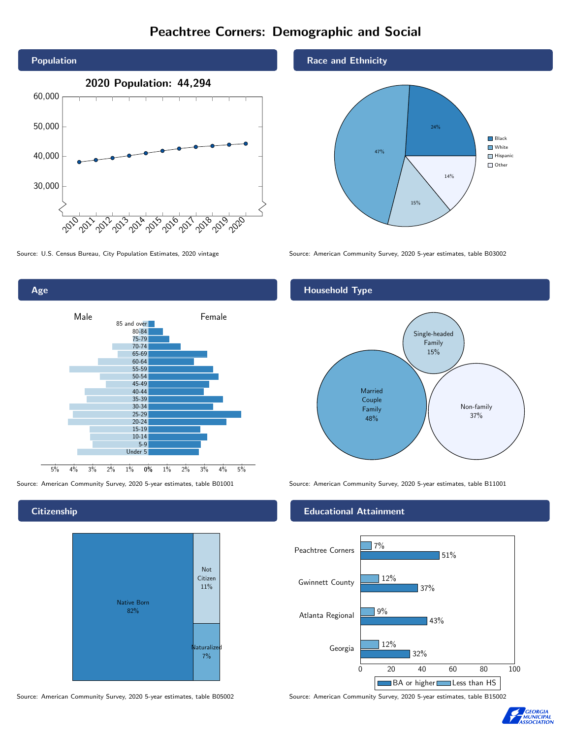# Peachtree Corners: Demographic and Social

## Population

**2020 Population: 44,294**

Source: U.S. Census Bureau, City Population Estimates, 2020 vintage

## Race and Ethnicity

| Race/Ethnicity | Percent |
| --- | --- |
| Black | 24% |
| White | 47% |
| Hispanic | 15% |
| Other | 14% |

Source: American Community Survey, 2020 5-year estimates, table B03002

## Age

Source: American Community Survey, 2020 5-year estimates, table B01001

## Household Type

| Household Type | Percent |
| --- | --- |
| Married Couple Family | 48% |
| Single-headed Family | 15% |
| Non-family | 37% |

Source: American Community Survey, 2020 5-year estimates, table B11001

## Citizenship

| Citizenship | Percent |
| --- | --- |
| Native Born | 82% |
| Not Citizen | 11% |
| Naturalized | 7% |

Source: American Community Survey, 2020 5-year estimates, table B05002

## Educational Attainment

| Area | Less than HS | BA or higher |
| --- | --- | --- |
| Peachtree Corners | 7% | 51% |
| Gwinnett County | 12% | 37% |
| Atlanta Regional | 9% | 43% |
| Georgia | 12% | 32% |

Source: American Community Survey, 2020 5-year estimates, table B15002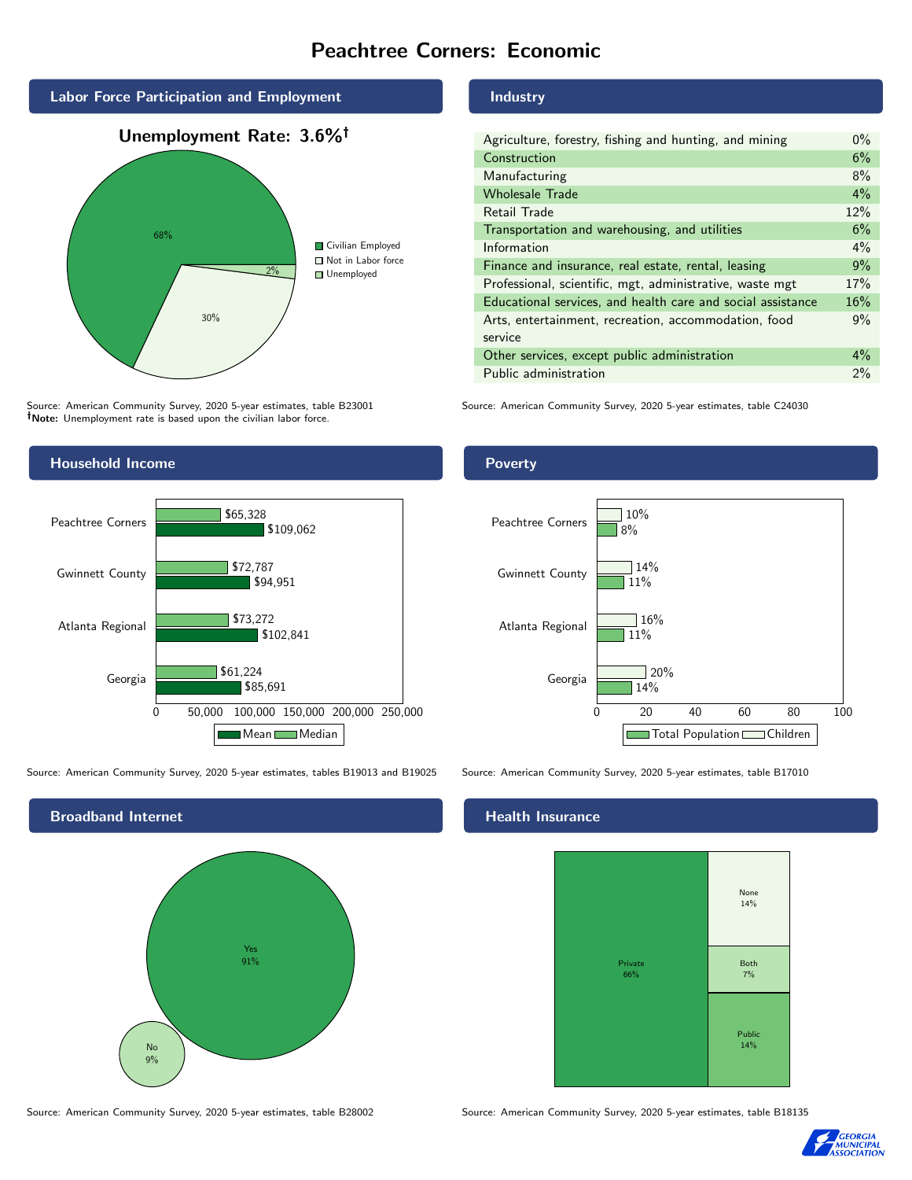# Peachtree Corners: Economic

## Labor Force Participation and Employment

**Unemployment Rate: 3.6%†**

| Category | Percent |
|---|---|
| Civilian Employed | 68% |
| Not in Labor force | 30% |
| Unemployed | 2% |

Source: American Community Survey, 2020 5-year estimates, table B23001
**†Note:** Unemployment rate is based upon the civilian labor force.

## Industry

| Industry | Percent |
|---|---|
| Agriculture, forestry, fishing and hunting, and mining | 0% |
| Construction | 6% |
| Manufacturing | 8% |
| Wholesale Trade | 4% |
| Retail Trade | 12% |
| Transportation and warehousing, and utilities | 6% |
| Information | 4% |
| Finance and insurance, real estate, rental, leasing | 9% |
| Professional, scientific, mgt, administrative, waste mgt | 17% |
| Educational services, and health care and social assistance | 16% |
| Arts, entertainment, recreation, accommodation, food service | 9% |
| Other services, except public administration | 4% |
| Public administration | 2% |

Source: American Community Survey, 2020 5-year estimates, table C24030

## Household Income

| | Median | Mean |
|---|---|---|
| Peachtree Corners | $65,328 | $109,062 |
| Gwinnett County | $72,787 | $94,951 |
| Atlanta Regional | $73,272 | $102,841 |
| Georgia | $61,224 | $85,691 |

Source: American Community Survey, 2020 5-year estimates, tables B19013 and B19025

## Poverty

| | Children | Total Population |
|---|---|---|
| Peachtree Corners | 10% | 8% |
| Gwinnett County | 14% | 11% |
| Atlanta Regional | 16% | 11% |
| Georgia | 20% | 14% |

Source: American Community Survey, 2020 5-year estimates, table B17010

## Broadband Internet

| | Percent |
|---|---|
| Yes | 91% |
| No | 9% |

Source: American Community Survey, 2020 5-year estimates, table B28002

## Health Insurance

| | Percent |
|---|---|
| Private | 66% |
| None | 14% |
| Both | 7% |
| Public | 14% |

Source: American Community Survey, 2020 5-year estimates, table B18135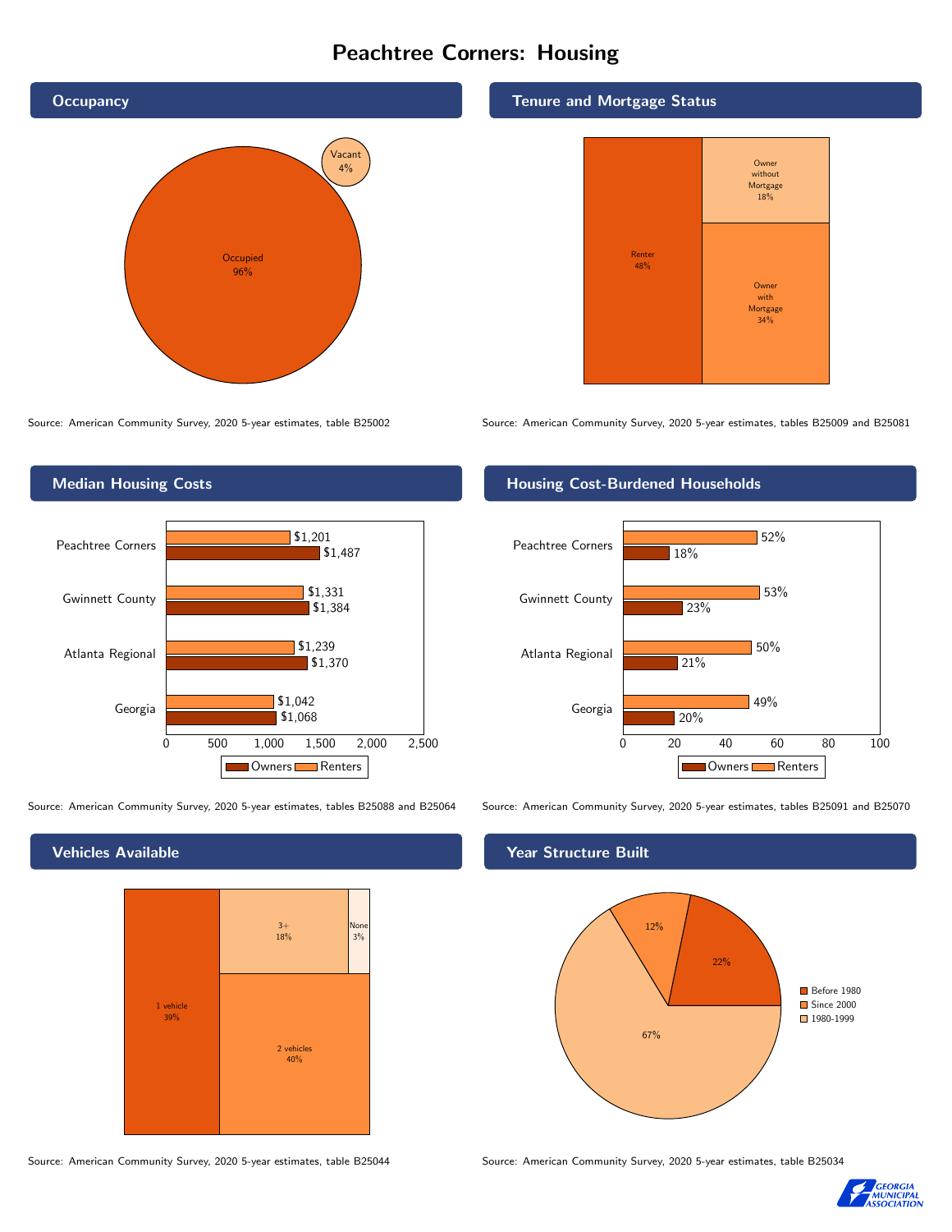# Peachtree Corners: Housing

## Occupancy

Occupied
96%

Vacant
4%

Source: American Community Survey, 2020 5-year estimates, table B25002

## Tenure and Mortgage Status

Renter
48%

Owner
without
Mortgage
18%

Owner
with
Mortgage
34%

Source: American Community Survey, 2020 5-year estimates, tables B25009 and B25081

## Median Housing Costs

Peachtree Corners
$1,201
$1,487

Gwinnett County
$1,331
$1,384

Atlanta Regional
$1,239
$1,370

Georgia
$1,042
$1,068

0
500
1,000
1,500
2,000
2,500

Owners
Renters

Source: American Community Survey, 2020 5-year estimates, tables B25088 and B25064

## Housing Cost-Burdened Households

Peachtree Corners
52%
18%

Gwinnett County
53%
23%

Atlanta Regional
50%
21%

Georgia
49%
20%

0
20
40
60
80
100

Owners
Renters

Source: American Community Survey, 2020 5-year estimates, tables B25091 and B25070

## Vehicles Available

1 vehicle
39%

3+
18%

None
3%

2 vehicles
40%

Source: American Community Survey, 2020 5-year estimates, table B25044

## Year Structure Built

12%
22%
67%

Before 1980
Since 2000
1980-1999

Source: American Community Survey, 2020 5-year estimates, table B25034